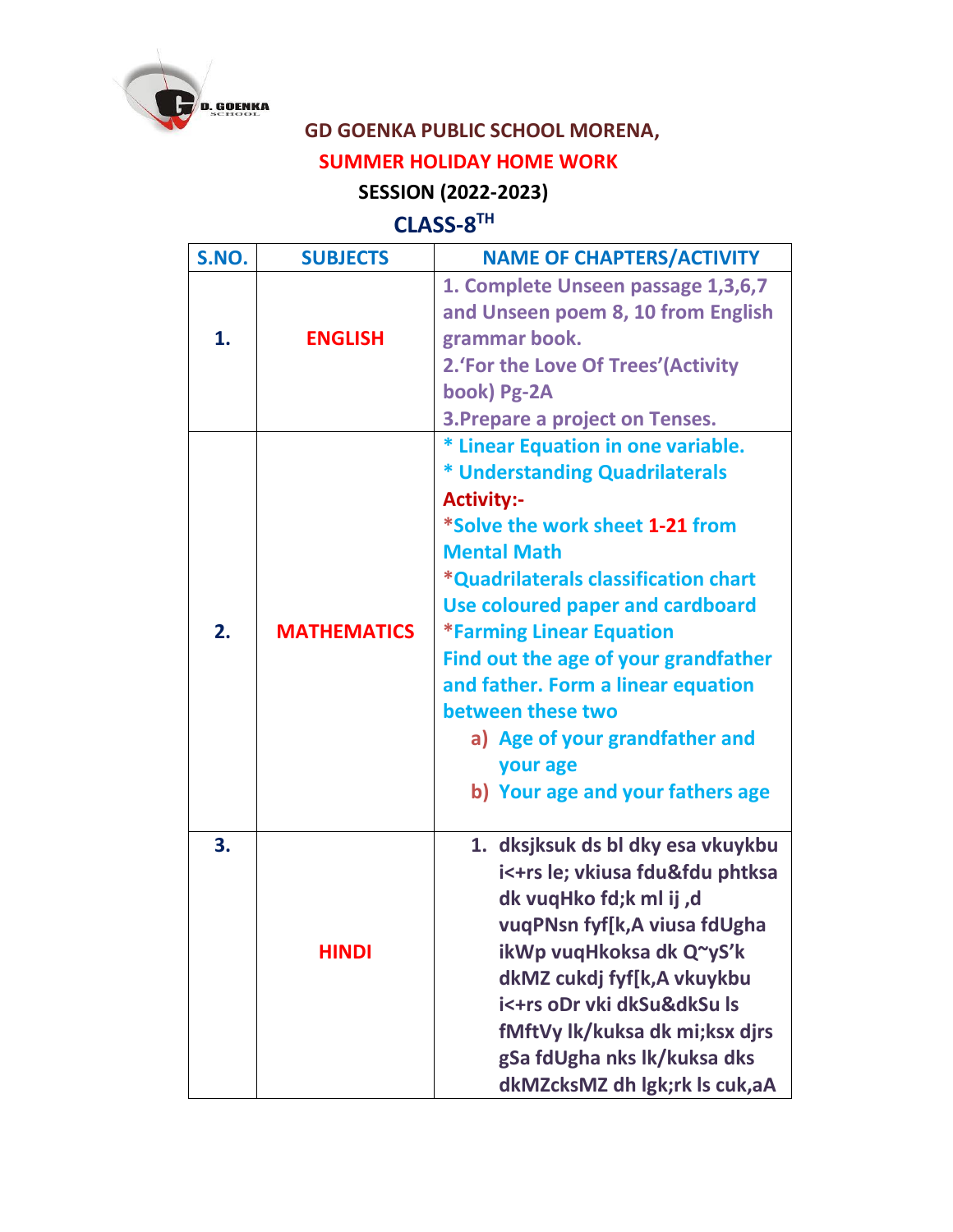# GD GOENKA PUBLIC SCHOOL MORENA,

## SUMMER HOLIDAY HOME WORK

### SESSION (2022-2023)

### CLASS-8TH

| S.NO. | SUBJECTS | NAME OF CHAPTERS/ACTIVITY |
|---|---|---|
| 1. | ENGLISH | 1. Complete Unseen passage 1,3,6,7 and Unseen poem 8, 10 from English grammar book.<br>2.'For the Love Of Trees'(Activity book) Pg-2A<br>3.Prepare a project on Tenses. |
| 2. | MATHEMATICS | * Linear Equation in one variable.<br>* Understanding Quadrilaterals<br>Activity:-<br>*Solve the work sheet 1-21 from Mental Math<br>*Quadrilaterals classification chart Use coloured paper and cardboard<br>*Farming Linear Equation<br>Find out the age of your grandfather and father. Form a linear equation between these two<br>a) Age of your grandfather and your age<br>b) Your age and your fathers age |
| 3. | HINDI | 1. dksjksuk ds bl dky esa vkuykbu i<+rs le; vkiusa fdu&fdu phtksa dk vuqHko fd;k ml ij ,d vuqPNsn fyf[k,A viusa fdUgha ikWp vuqHkoksa dk Q~yS'k dkMZ cukdj fyf[k,A vkuykbu i<+rs oDr vki dkSu&dkSu ls fMftVy lk/kuksa dk mi;ksx djrs gSa fdUgha nks lk/kuksa dks dkMZcksMZ dh lgk;rk ls cuk,aA |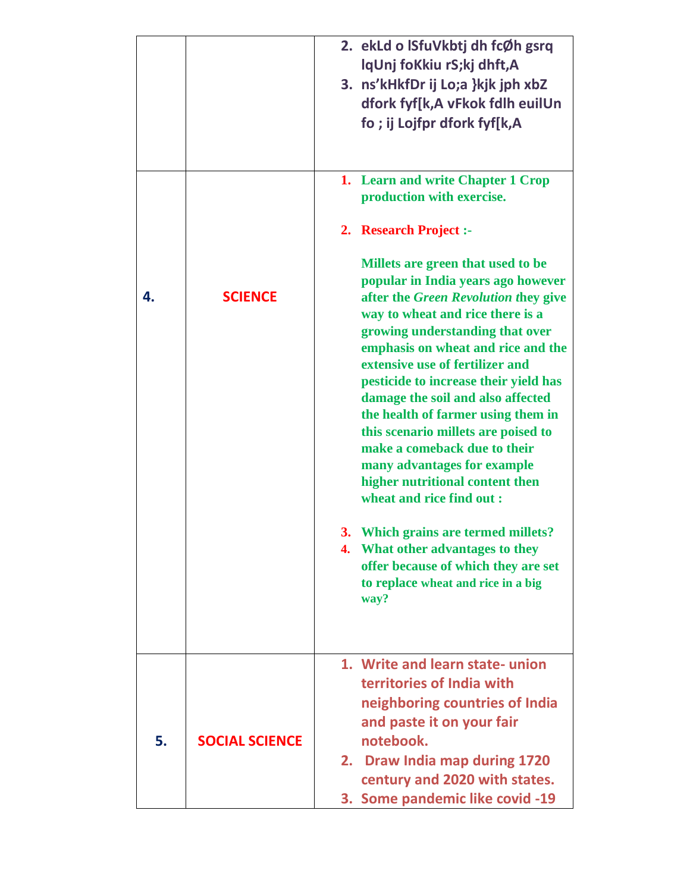|  |  |  |
|---|---|---|
|  |  | 2. ekLd o lSfuVkbtj dh fcØh gsrq lqUnj foKkiu rS;kj dhft,A<br>3. ns'kHkfDr ij Lo;a }kjk jph xbZ dfork fyf[k,A vFkok fdlh euilUn fo ; ij Lojfpr dfork fyf[k,A |
| 4. | **SCIENCE** | 1. **Learn and write Chapter 1 Crop production with exercise.**<br>2. **Research Project :-**<br>**Millets are green that used to be popular in India years ago however after the *Green Revolution* they give way to wheat and rice there is a growing understanding that over emphasis on wheat and rice and the extensive use of fertilizer and pesticide to increase their yield has damage the soil and also affected the health of farmer using them in this scenario millets are poised to make a comeback due to their many advantages for example higher nutritional content then wheat and rice find out :**<br>3. **Which grains are termed millets?**<br>4. **What other advantages to they offer because of which they are set to replace wheat and rice in a big way?** |
| 5. | **SOCIAL SCIENCE** | 1. **Write and learn state- union territories of India with neighboring countries of India and paste it on your fair notebook.**<br>2. **Draw India map during 1720 century and 2020 with states.**<br>3. **Some pandemic like covid -19** |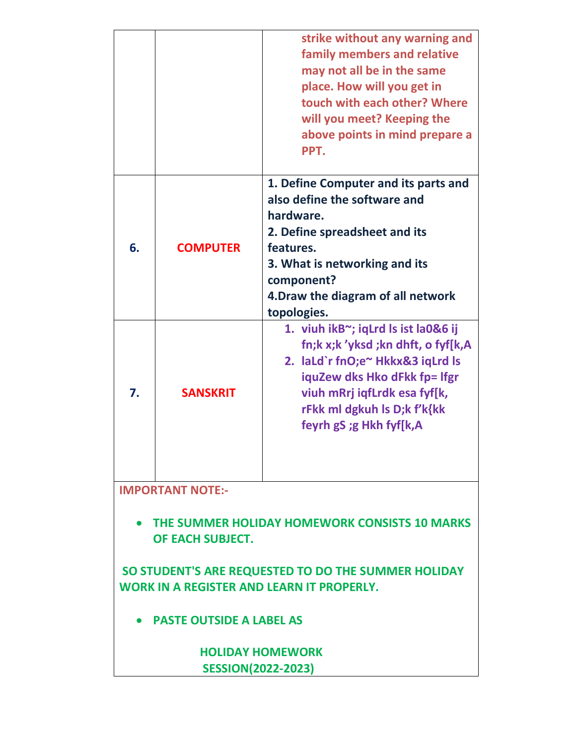| | | |
|---|---|---|
| | | strike without any warning and family members and relative may not all be in the same place. How will you get in touch with each other? Where will you meet? Keeping the above points in mind prepare a PPT. |
| **6.** | **COMPUTER** | **1. Define Computer and its parts and also define the software and hardware.**<br>**2. Define spreadsheet and its features.**<br>**3. What is networking and its component?**<br>**4.Draw the diagram of all network topologies.** |
| **7.** | **SANSKRIT** | 1. **viuh ikB~; iqLrd ls ist la0&6 ij fn;k x;k ’yksd ;kn dhft, o fyf[k,A**<br>2. **laLd`r fnO;e~ Hkkx&3 iqLrd ls iquZew dks Hko dFkk fp= lfgr viuh mRrj iqfLrdk esa fyf[k, rFkk ml dgkuh ls D;k f’k{kk feyrh gS ;g Hkh fyf[k,A** |

**IMPORTANT NOTE:-**

- **THE SUMMER HOLIDAY HOMEWORK CONSISTS 10 MARKS OF EACH SUBJECT.**

**SO STUDENT'S ARE REQUESTED TO DO THE SUMMER HOLIDAY WORK IN A REGISTER AND LEARN IT PROPERLY.**

- **PASTE OUTSIDE A LABEL AS**

**HOLIDAY HOMEWORK**
**SESSION(2022-2023)**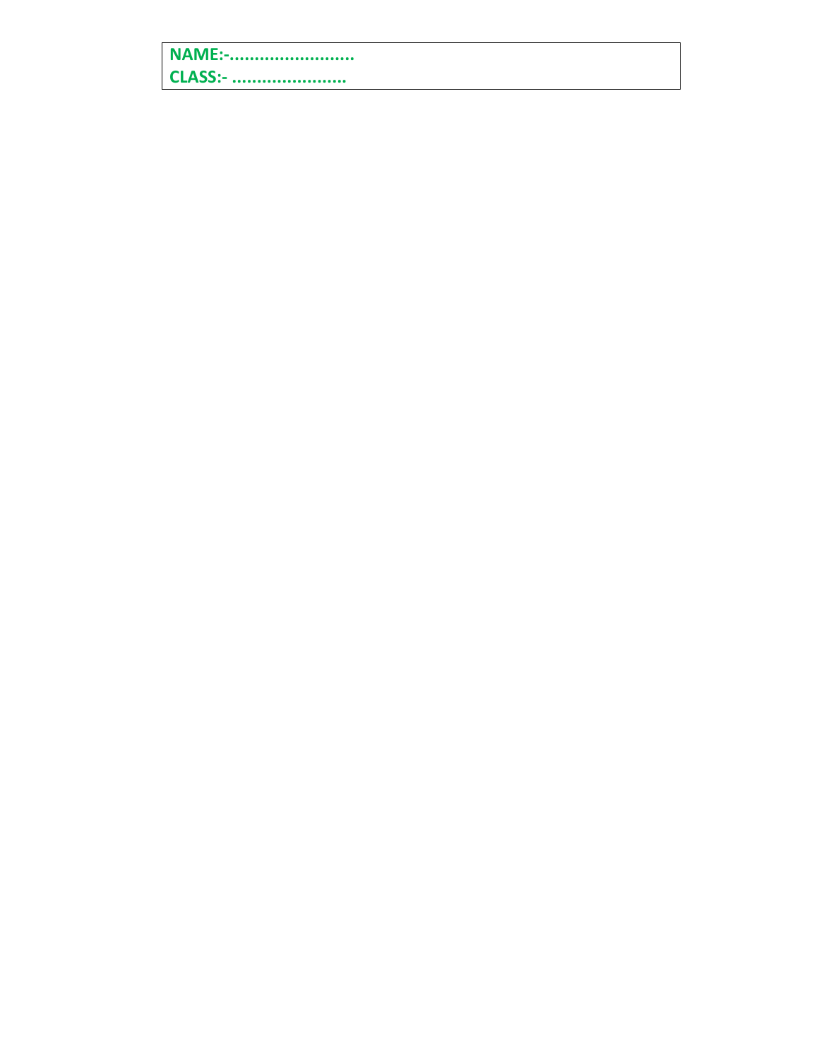**NAME:-.........................**
**CLASS:- .......................**